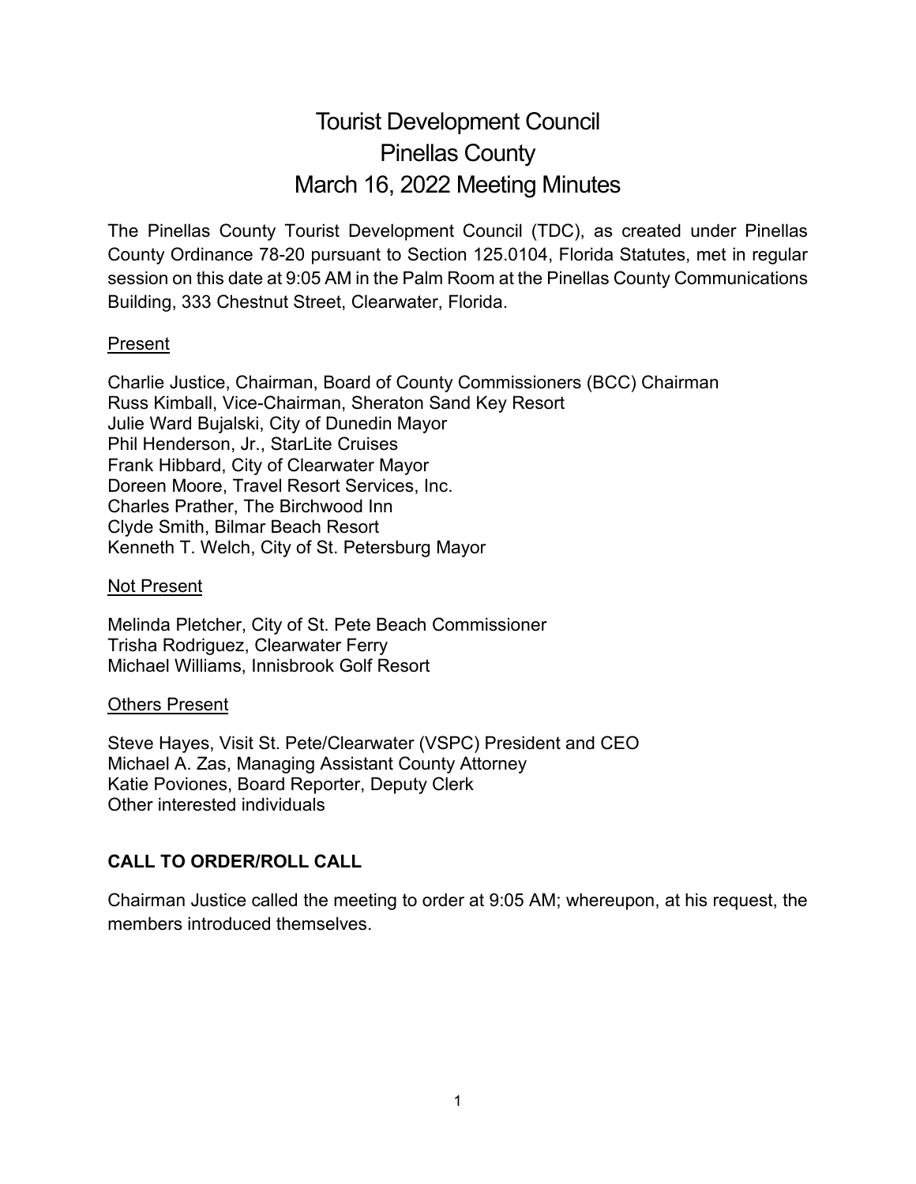# Tourist Development Council
# Pinellas County
# March 16, 2022 Meeting Minutes

The Pinellas County Tourist Development Council (TDC), as created under Pinellas County Ordinance 78-20 pursuant to Section 125.0104, Florida Statutes, met in regular session on this date at 9:05 AM in the Palm Room at the Pinellas County Communications Building, 333 Chestnut Street, Clearwater, Florida.

<u>Present</u>

Charlie Justice, Chairman, Board of County Commissioners (BCC) Chairman
Russ Kimball, Vice-Chairman, Sheraton Sand Key Resort
Julie Ward Bujalski, City of Dunedin Mayor
Phil Henderson, Jr., StarLite Cruises
Frank Hibbard, City of Clearwater Mayor
Doreen Moore, Travel Resort Services, Inc.
Charles Prather, The Birchwood Inn
Clyde Smith, Bilmar Beach Resort
Kenneth T. Welch, City of St. Petersburg Mayor

<u>Not Present</u>

Melinda Pletcher, City of St. Pete Beach Commissioner
Trisha Rodriguez, Clearwater Ferry
Michael Williams, Innisbrook Golf Resort

<u>Others Present</u>

Steve Hayes, Visit St. Pete/Clearwater (VSPC) President and CEO
Michael A. Zas, Managing Assistant County Attorney
Katie Poviones, Board Reporter, Deputy Clerk
Other interested individuals

**CALL TO ORDER/ROLL CALL**

Chairman Justice called the meeting to order at 9:05 AM; whereupon, at his request, the members introduced themselves.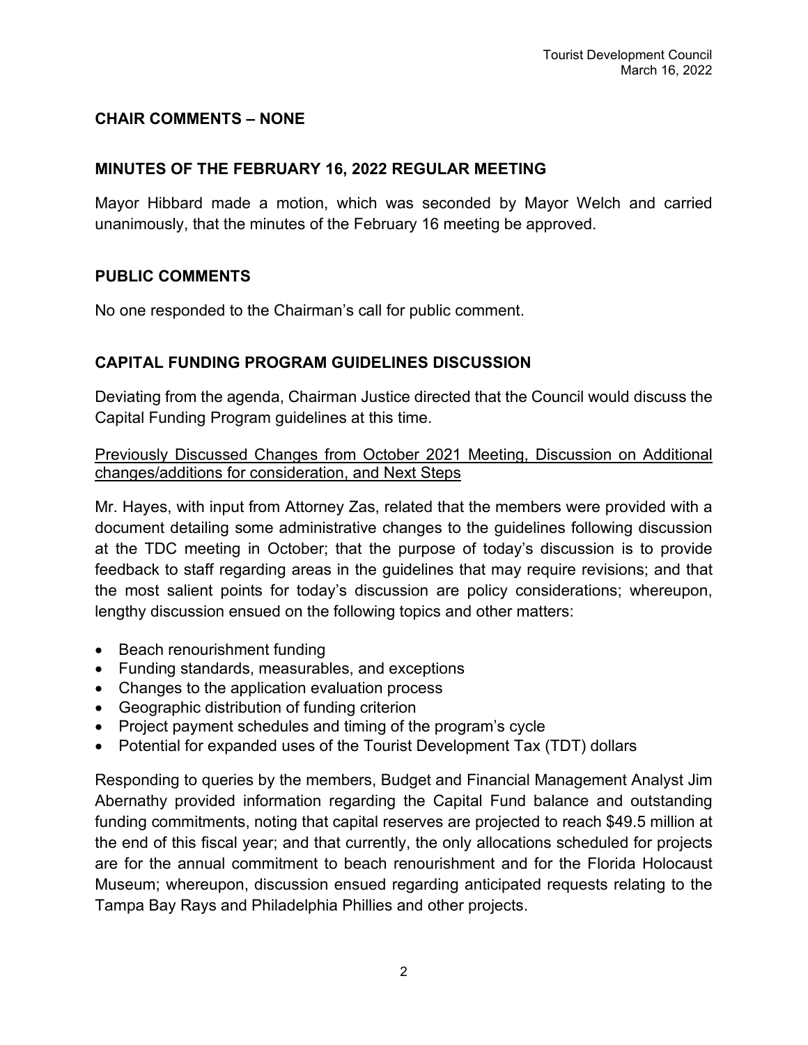**CHAIR COMMENTS – NONE**

**MINUTES OF THE FEBRUARY 16, 2022 REGULAR MEETING**

Mayor Hibbard made a motion, which was seconded by Mayor Welch and carried unanimously, that the minutes of the February 16 meeting be approved.

**PUBLIC COMMENTS**

No one responded to the Chairman's call for public comment.

**CAPITAL FUNDING PROGRAM GUIDELINES DISCUSSION**

Deviating from the agenda, Chairman Justice directed that the Council would discuss the Capital Funding Program guidelines at this time.

<u>Previously Discussed Changes from October 2021 Meeting, Discussion on Additional changes/additions for consideration, and Next Steps</u>

Mr. Hayes, with input from Attorney Zas, related that the members were provided with a document detailing some administrative changes to the guidelines following discussion at the TDC meeting in October; that the purpose of today's discussion is to provide feedback to staff regarding areas in the guidelines that may require revisions; and that the most salient points for today's discussion are policy considerations; whereupon, lengthy discussion ensued on the following topics and other matters:

- Beach renourishment funding
- Funding standards, measurables, and exceptions
- Changes to the application evaluation process
- Geographic distribution of funding criterion
- Project payment schedules and timing of the program's cycle
- Potential for expanded uses of the Tourist Development Tax (TDT) dollars

Responding to queries by the members, Budget and Financial Management Analyst Jim Abernathy provided information regarding the Capital Fund balance and outstanding funding commitments, noting that capital reserves are projected to reach $49.5 million at the end of this fiscal year; and that currently, the only allocations scheduled for projects are for the annual commitment to beach renourishment and for the Florida Holocaust Museum; whereupon, discussion ensued regarding anticipated requests relating to the Tampa Bay Rays and Philadelphia Phillies and other projects.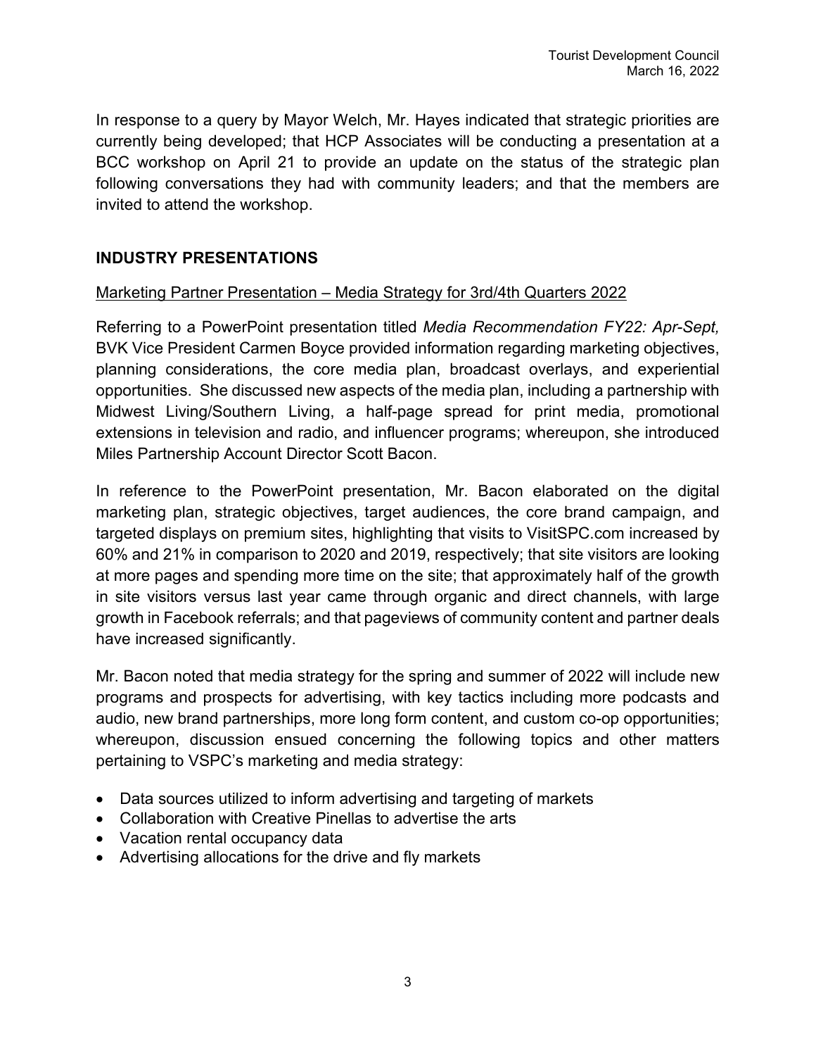In response to a query by Mayor Welch, Mr. Hayes indicated that strategic priorities are currently being developed; that HCP Associates will be conducting a presentation at a BCC workshop on April 21 to provide an update on the status of the strategic plan following conversations they had with community leaders; and that the members are invited to attend the workshop.

## INDUSTRY PRESENTATIONS

<u>Marketing Partner Presentation – Media Strategy for 3rd/4th Quarters 2022</u>

Referring to a PowerPoint presentation titled *Media Recommendation FY22: Apr-Sept,* BVK Vice President Carmen Boyce provided information regarding marketing objectives, planning considerations, the core media plan, broadcast overlays, and experiential opportunities. She discussed new aspects of the media plan, including a partnership with Midwest Living/Southern Living, a half-page spread for print media, promotional extensions in television and radio, and influencer programs; whereupon, she introduced Miles Partnership Account Director Scott Bacon.

In reference to the PowerPoint presentation, Mr. Bacon elaborated on the digital marketing plan, strategic objectives, target audiences, the core brand campaign, and targeted displays on premium sites, highlighting that visits to VisitSPC.com increased by 60% and 21% in comparison to 2020 and 2019, respectively; that site visitors are looking at more pages and spending more time on the site; that approximately half of the growth in site visitors versus last year came through organic and direct channels, with large growth in Facebook referrals; and that pageviews of community content and partner deals have increased significantly.

Mr. Bacon noted that media strategy for the spring and summer of 2022 will include new programs and prospects for advertising, with key tactics including more podcasts and audio, new brand partnerships, more long form content, and custom co-op opportunities; whereupon, discussion ensued concerning the following topics and other matters pertaining to VSPC's marketing and media strategy:

- Data sources utilized to inform advertising and targeting of markets
- Collaboration with Creative Pinellas to advertise the arts
- Vacation rental occupancy data
- Advertising allocations for the drive and fly markets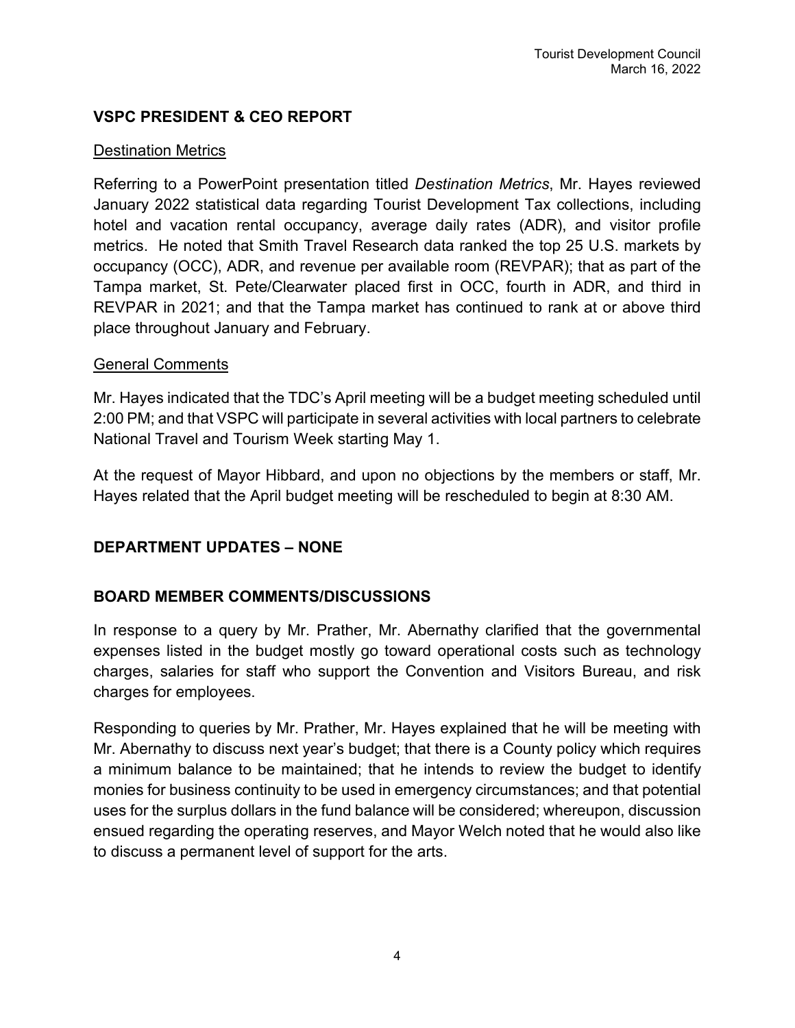## VSPC PRESIDENT & CEO REPORT

### Destination Metrics

Referring to a PowerPoint presentation titled *Destination Metrics*, Mr. Hayes reviewed January 2022 statistical data regarding Tourist Development Tax collections, including hotel and vacation rental occupancy, average daily rates (ADR), and visitor profile metrics. He noted that Smith Travel Research data ranked the top 25 U.S. markets by occupancy (OCC), ADR, and revenue per available room (REVPAR); that as part of the Tampa market, St. Pete/Clearwater placed first in OCC, fourth in ADR, and third in REVPAR in 2021; and that the Tampa market has continued to rank at or above third place throughout January and February.

### General Comments

Mr. Hayes indicated that the TDC's April meeting will be a budget meeting scheduled until 2:00 PM; and that VSPC will participate in several activities with local partners to celebrate National Travel and Tourism Week starting May 1.

At the request of Mayor Hibbard, and upon no objections by the members or staff, Mr. Hayes related that the April budget meeting will be rescheduled to begin at 8:30 AM.

## DEPARTMENT UPDATES – NONE

## BOARD MEMBER COMMENTS/DISCUSSIONS

In response to a query by Mr. Prather, Mr. Abernathy clarified that the governmental expenses listed in the budget mostly go toward operational costs such as technology charges, salaries for staff who support the Convention and Visitors Bureau, and risk charges for employees.

Responding to queries by Mr. Prather, Mr. Hayes explained that he will be meeting with Mr. Abernathy to discuss next year's budget; that there is a County policy which requires a minimum balance to be maintained; that he intends to review the budget to identify monies for business continuity to be used in emergency circumstances; and that potential uses for the surplus dollars in the fund balance will be considered; whereupon, discussion ensued regarding the operating reserves, and Mayor Welch noted that he would also like to discuss a permanent level of support for the arts.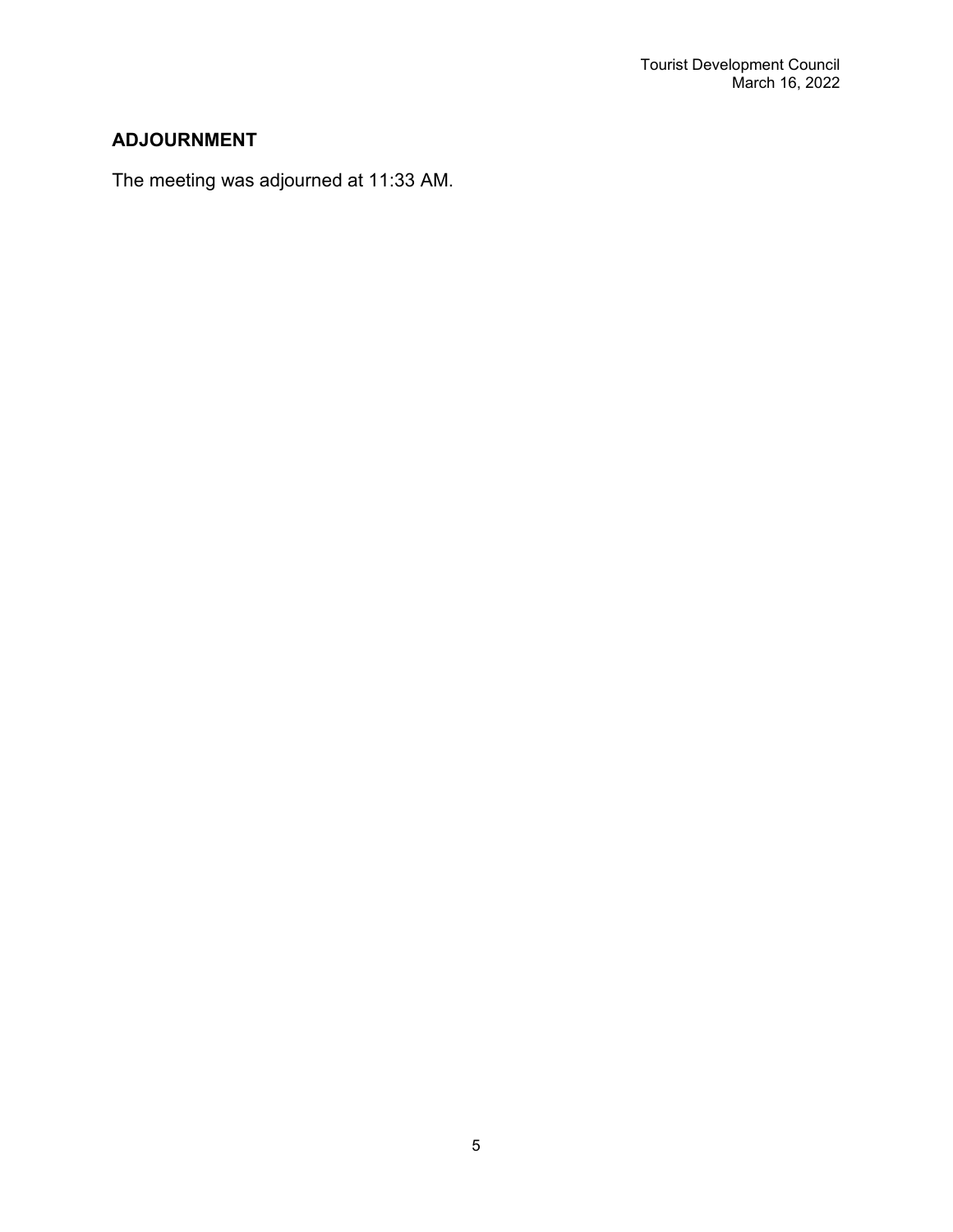## ADJOURNMENT

The meeting was adjourned at 11:33 AM.